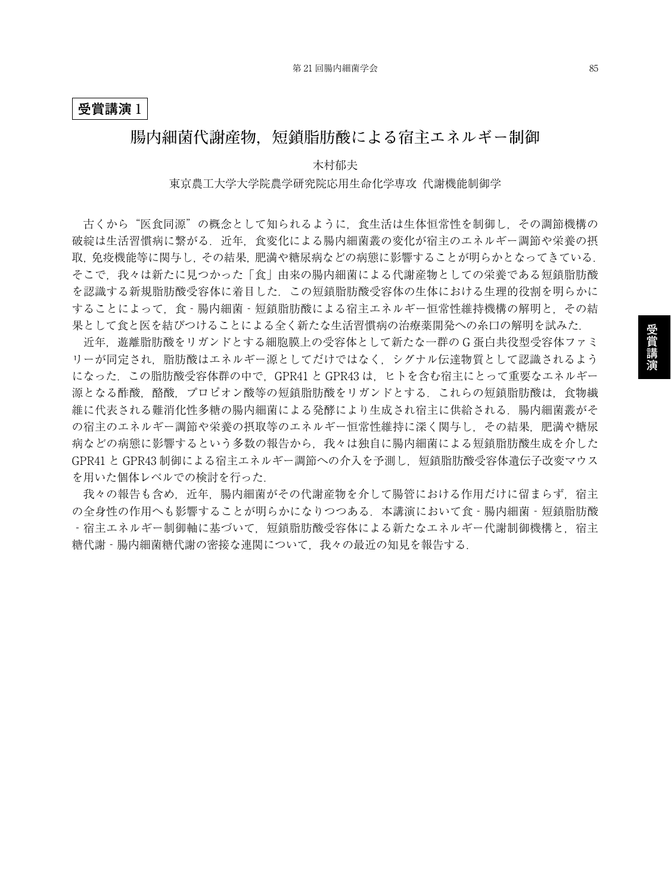**受賞講演 1**

# 腸内細菌代謝産物，短鎖脂肪酸による宿主エネルギー制御

木村郁夫

東京農工大学大学院農学研究院応用生命化学専攻 代謝機能制御学

古くから“医食同源”の概念として知られるように，食生活は生体恒常性を制御し，その調節機構の破綻は生活習慣病に繋がる．近年，食変化による腸内細菌叢の変化が宿主のエネルギー調節や栄養の摂取，免疫機能等に関与し，その結果，肥満や糖尿病などの病態に影響することが明らかとなってきている．そこで，我々は新たに見つかった「食」由来の腸内細菌による代謝産物としての栄養である短鎖脂肪酸を認識する新規脂肪酸受容体に着目した．この短鎖脂肪酸受容体の生体における生理的役割を明らかにすることによって，食 - 腸内細菌 - 短鎖脂肪酸による宿主エネルギー恒常性維持機構の解明と，その結果として食と医を結びつけることによる全く新たな生活習慣病の治療薬開発への糸口の解明を試みた．

近年，遊離脂肪酸をリガンドとする細胞膜上の受容体として新たな一群の G 蛋白共役型受容体ファミリーが同定され，脂肪酸はエネルギー源としてだけではなく，シグナル伝達物質として認識されるようになった．この脂肪酸受容体群の中で，GPR41 と GPR43 は，ヒトを含む宿主にとって重要なエネルギー源となる酢酸，酪酸，プロピオン酸等の短鎖脂肪酸をリガンドとする．これらの短鎖脂肪酸は，食物繊維に代表される難消化性多糖の腸内細菌による発酵により生成され宿主に供給される．腸内細菌叢がその宿主のエネルギー調節や栄養の摂取等のエネルギー恒常性維持に深く関与し，その結果，肥満や糖尿病などの病態に影響するという多数の報告から，我々は独自に腸内細菌による短鎖脂肪酸生成を介した GPR41 と GPR43 制御による宿主エネルギー調節への介入を予測し，短鎖脂肪酸受容体遺伝子改変マウスを用いた個体レベルでの検討を行った．

我々の報告も含め，近年，腸内細菌がその代謝産物を介して腸管における作用だけに留まらず，宿主の全身性の作用へも影響することが明らかになりつつある．本講演において食 - 腸内細菌 - 短鎖脂肪酸 - 宿主エネルギー制御軸に基づいて，短鎖脂肪酸受容体による新たなエネルギー代謝制御機構と，宿主糖代謝 - 腸内細菌糖代謝の密接な連関について，我々の最近の知見を報告する．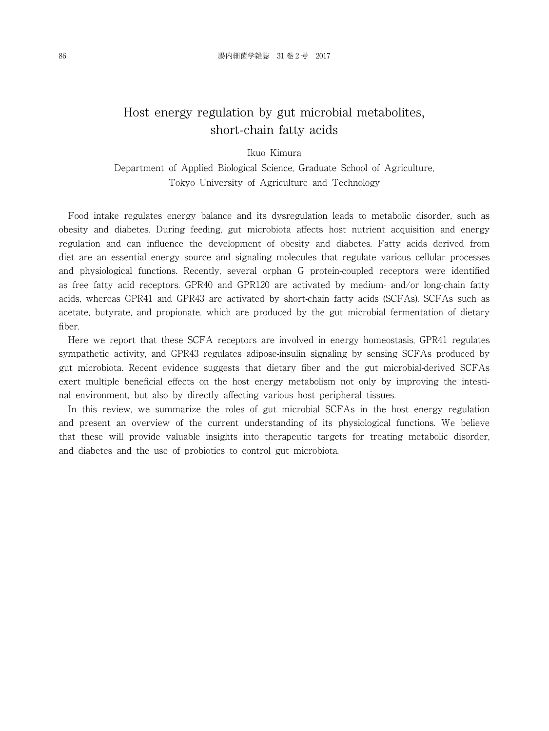# Host energy regulation by gut microbial metabolites, short-chain fatty acids

Ikuo Kimura

Department of Applied Biological Science, Graduate School of Agriculture, Tokyo University of Agriculture and Technology

Food intake regulates energy balance and its dysregulation leads to metabolic disorder, such as obesity and diabetes. During feeding, gut microbiota affects host nutrient acquisition and energy regulation and can influence the development of obesity and diabetes. Fatty acids derived from diet are an essential energy source and signaling molecules that regulate various cellular processes and physiological functions. Recently, several orphan G protein-coupled receptors were identified as free fatty acid receptors. GPR40 and GPR120 are activated by medium- and/or long-chain fatty acids, whereas GPR41 and GPR43 are activated by short-chain fatty acids (SCFAs). SCFAs such as acetate, butyrate, and propionate. which are produced by the gut microbial fermentation of dietary fiber.

Here we report that these SCFA receptors are involved in energy homeostasis, GPR41 regulates sympathetic activity, and GPR43 regulates adipose-insulin signaling by sensing SCFAs produced by gut microbiota. Recent evidence suggests that dietary fiber and the gut microbial-derived SCFAs exert multiple beneficial effects on the host energy metabolism not only by improving the intestinal environment, but also by directly affecting various host peripheral tissues.

In this review, we summarize the roles of gut microbial SCFAs in the host energy regulation and present an overview of the current understanding of its physiological functions. We believe that these will provide valuable insights into therapeutic targets for treating metabolic disorder, and diabetes and the use of probiotics to control gut microbiota.